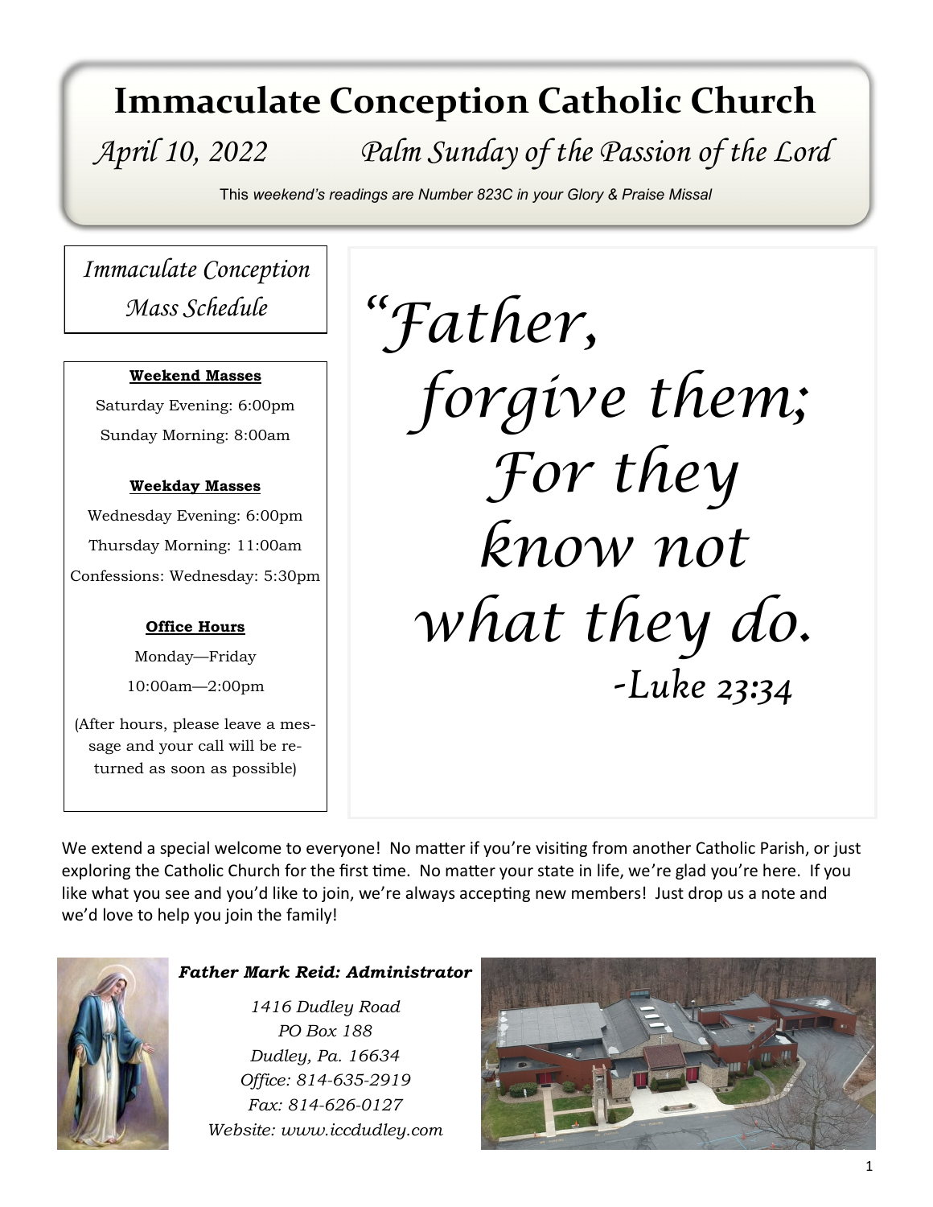# Immacluate Conception Catholic Church

*April 10, 2022* *Palm Sunday of the Passion of the Lord*

This *weekend's readings are Number 823C in your Glory & Praise Missal*

*Immaculate Conception Mass Schedule*

**Weekend Masses**

Saturday Evening: 6:00pm

Sunday Morning: 8:00am

**Weekday Masses**

Wednesday Evening: 6:00pm

Thursday Morning: 11:00am

Confessions: Wednesday: 5:30pm

**Office Hours**

Monday—Friday

10:00am—2:00pm

(After hours, please leave a message and your call will be returned as soon as possible)

*"Father, forgive them; For they know not what they do.*

*-Luke 23:34*

We extend a special welcome to everyone! No matter if you're visiting from another Catholic Parish, or just exploring the Catholic Church for the first time. No matter your state in life, we're glad you're here. If you like what you see and you'd like to join, we're always accepting new members! Just drop us a note and we'd love to help you join the family!

***Father Mark Reid: Administrator***

*1416 Dudley Road*
*PO Box 188*
*Dudley, Pa. 16634*
*Office: 814-635-2919*
*Fax: 814-626-0127*
*Website: www.iccdudley.com*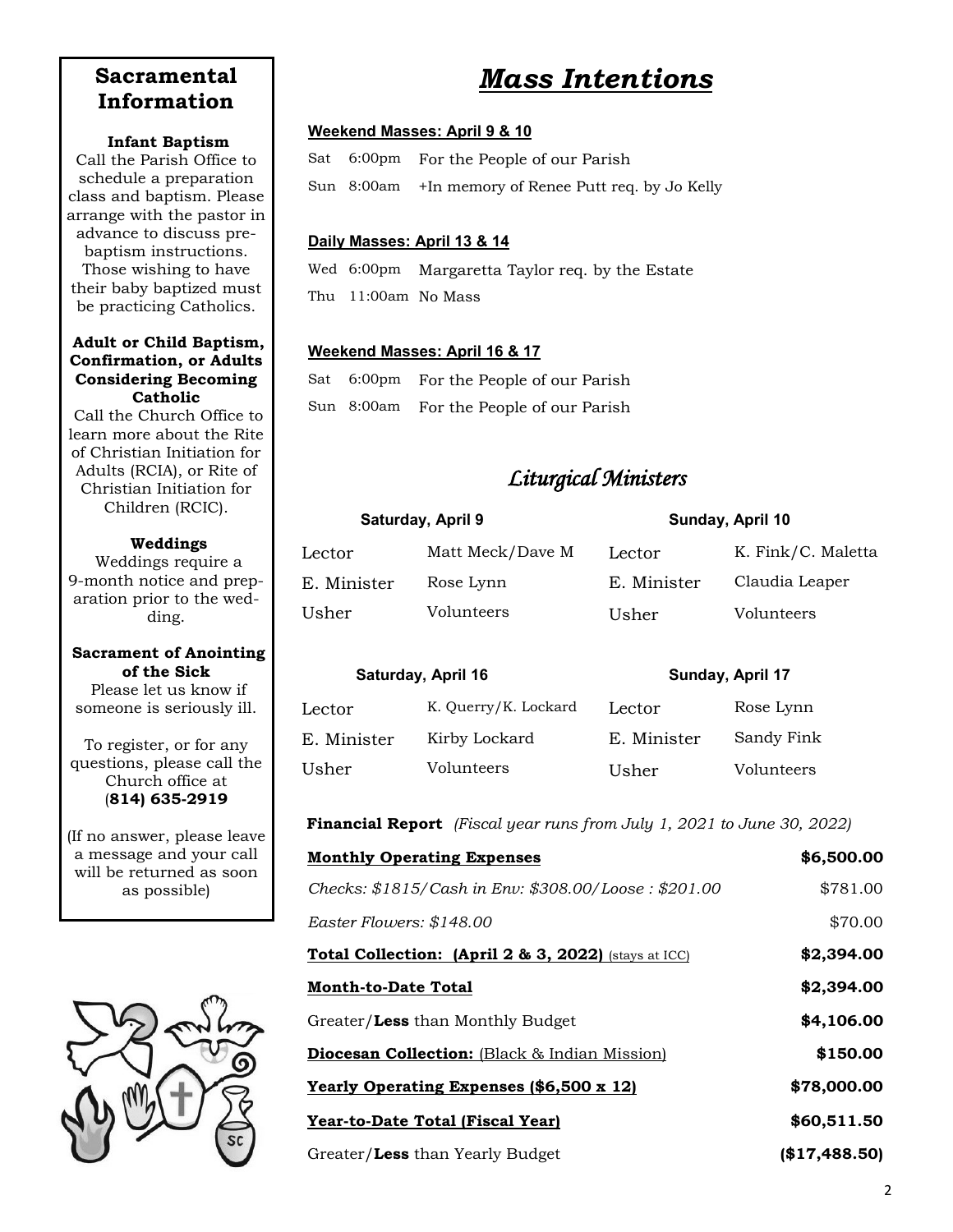## Sacramental Information

**Infant Baptism**

Call the Parish Office to schedule a preparation class and baptism. Please arrange with the pastor in advance to discuss pre-baptism instructions. Those wishing to have their baby baptized must be practicing Catholics.

**Adult or Child Baptism, Confirmation, or Adults Considering Becoming Catholic**

Call the Church Office to learn more about the Rite of Christian Initiation for Adults (RCIA), or Rite of Christian Initiation for Children (RCIC).

**Weddings**

Weddings require a 9-month notice and preparation prior to the wedding.

**Sacrament of Anointing of the Sick**

Please let us know if someone is seriously ill.

To register, or for any questions, please call the Church office at (**814) 635-2919**

(If no answer, please leave a message and your call will be returned as soon as possible)

# *Mass Intentions*

**Weekend Masses: April 9 & 10**

| | | |
|---|---|---|
| Sat | 6:00pm | For the People of our Parish |
| Sun | 8:00am | +In memory of Renee Putt req. by Jo Kelly |

**Daily Masses: April 13 & 14**

| | | |
|---|---|---|
| Wed | 6:00pm | Margaretta Taylor req. by the Estate |
| Thu | 11:00am | No Mass |

**Weekend Masses: April 16 & 17**

| | | |
|---|---|---|
| Sat | 6:00pm | For the People of our Parish |
| Sun | 8:00am | For the People of our Parish |

## *Liturgical Ministers*

| Saturday, April 9 | | Sunday, April 10 | |
|---|---|---|---|
| Lector | Matt Meck/Dave M | Lector | K. Fink/C. Maletta |
| E. Minister | Rose Lynn | E. Minister | Claudia Leaper |
| Usher | Volunteers | Usher | Volunteers |

| Saturday, April 16 | | Sunday, April 17 | |
|---|---|---|---|
| Lector | K. Querry/K. Lockard | Lector | Rose Lynn |
| E. Minister | Kirby Lockard | E. Minister | Sandy Fink |
| Usher | Volunteers | Usher | Volunteers |

**Financial Report** *(Fiscal year runs from July 1, 2021 to June 30, 2022)*

| | |
|---|---|
| **Monthly Operating Expenses** | **$6,500.00** |
| *Checks: $1815/Cash in Env: $308.00/Loose : $201.00* | $781.00 |
| *Easter Flowers: $148.00* | $70.00 |
| **Total Collection: (April 2 & 3, 2022)** (stays at ICC) | **$2,394.00** |
| **Month-to-Date Total** | **$2,394.00** |
| Greater/**Less** than Monthly Budget | **$4,106.00** |
| **Diocesan Collection:** (Black & Indian Mission) | **$150.00** |
| **Yearly Operating Expenses ($6,500 x 12)** | **$78,000.00** |
| **Year-to-Date Total (Fiscal Year)** | **$60,511.50** |
| Greater/**Less** than Yearly Budget | **($17,488.50)** |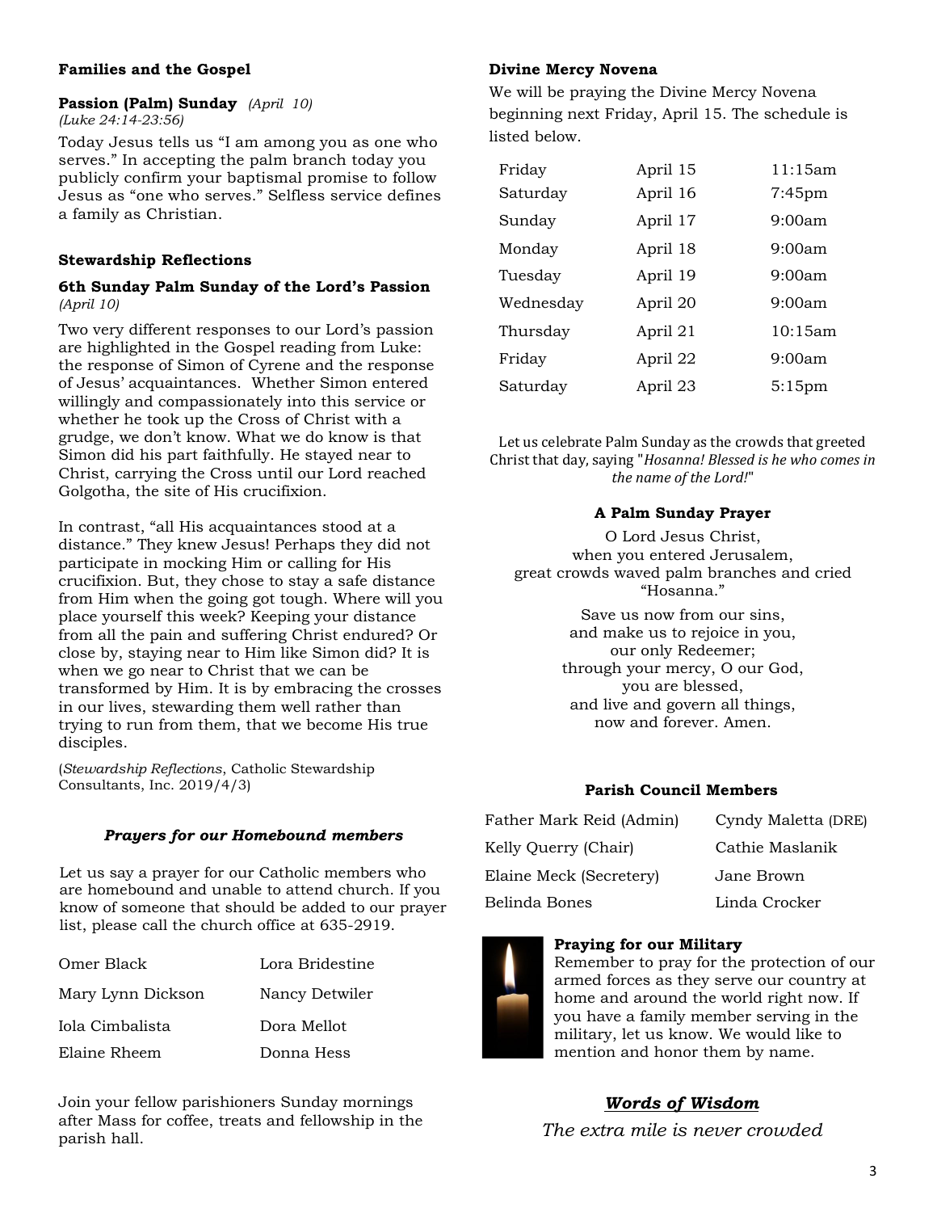### Families and the Gospel

**Passion (Palm) Sunday** *(April 10)*
*(Luke 24:14-23:56)*

Today Jesus tells us "I am among you as one who serves." In accepting the palm branch today you publicly confirm your baptismal promise to follow Jesus as "one who serves." Selfless service defines a family as Christian.

### Stewardship Reflections

**6th Sunday Palm Sunday of the Lord's Passion**
*(April 10)*

Two very different responses to our Lord's passion are highlighted in the Gospel reading from Luke: the response of Simon of Cyrene and the response of Jesus' acquaintances. Whether Simon entered willingly and compassionately into this service or whether he took up the Cross of Christ with a grudge, we don't know. What we do know is that Simon did his part faithfully. He stayed near to Christ, carrying the Cross until our Lord reached Golgotha, the site of His crucifixion.

In contrast, "all His acquaintances stood at a distance." They knew Jesus! Perhaps they did not participate in mocking Him or calling for His crucifixion. But, they chose to stay a safe distance from Him when the going got tough. Where will you place yourself this week? Keeping your distance from all the pain and suffering Christ endured? Or close by, staying near to Him like Simon did? It is when we go near to Christ that we can be transformed by Him. It is by embracing the crosses in our lives, stewarding them well rather than trying to run from them, that we become His true disciples.

(*Stewardship Reflections*, Catholic Stewardship Consultants, Inc. 2019/4/3)

### *Prayers for our Homebound members*

Let us say a prayer for our Catholic members who are homebound and unable to attend church. If you know of someone that should be added to our prayer list, please call the church office at 635-2919.

| | |
|---|---|
| Omer Black | Lora Bridestine |
| Mary Lynn Dickson | Nancy Detwiler |
| Iola Cimbalista | Dora Mellot |
| Elaine Rheem | Donna Hess |

Join your fellow parishioners Sunday mornings after Mass for coffee, treats and fellowship in the parish hall.

### Divine Mercy Novena

We will be praying the Divine Mercy Novena beginning next Friday, April 15. The schedule is listed below.

| | | |
|---|---|---|
| Friday | April 15 | 11:15am |
| Saturday | April 16 | 7:45pm |
| Sunday | April 17 | 9:00am |
| Monday | April 18 | 9:00am |
| Tuesday | April 19 | 9:00am |
| Wednesday | April 20 | 9:00am |
| Thursday | April 21 | 10:15am |
| Friday | April 22 | 9:00am |
| Saturday | April 23 | 5:15pm |

Let us celebrate Palm Sunday as the crowds that greeted Christ that day, saying "*Hosanna! Blessed is he who comes in the name of the Lord!*"

### A Palm Sunday Prayer

O Lord Jesus Christ,
when you entered Jerusalem,
great crowds waved palm branches and cried "Hosanna."

Save us now from our sins,
and make us to rejoice in you,
our only Redeemer;
through your mercy, O our God,
you are blessed,
and live and govern all things,
now and forever. Amen.

### Parish Council Members

| | |
|---|---|
| Father Mark Reid (Admin) | Cyndy Maletta (DRE) |
| Kelly Querry (Chair) | Cathie Maslanik |
| Elaine Meck (Secretery) | Jane Brown |
| Belinda Bones | Linda Crocker |

**Praying for our Military**
Remember to pray for the protection of our armed forces as they serve our country at home and around the world right now. If you have a family member serving in the military, let us know. We would like to mention and honor them by name.

### ***Words of Wisdom***

*The extra mile is never crowded*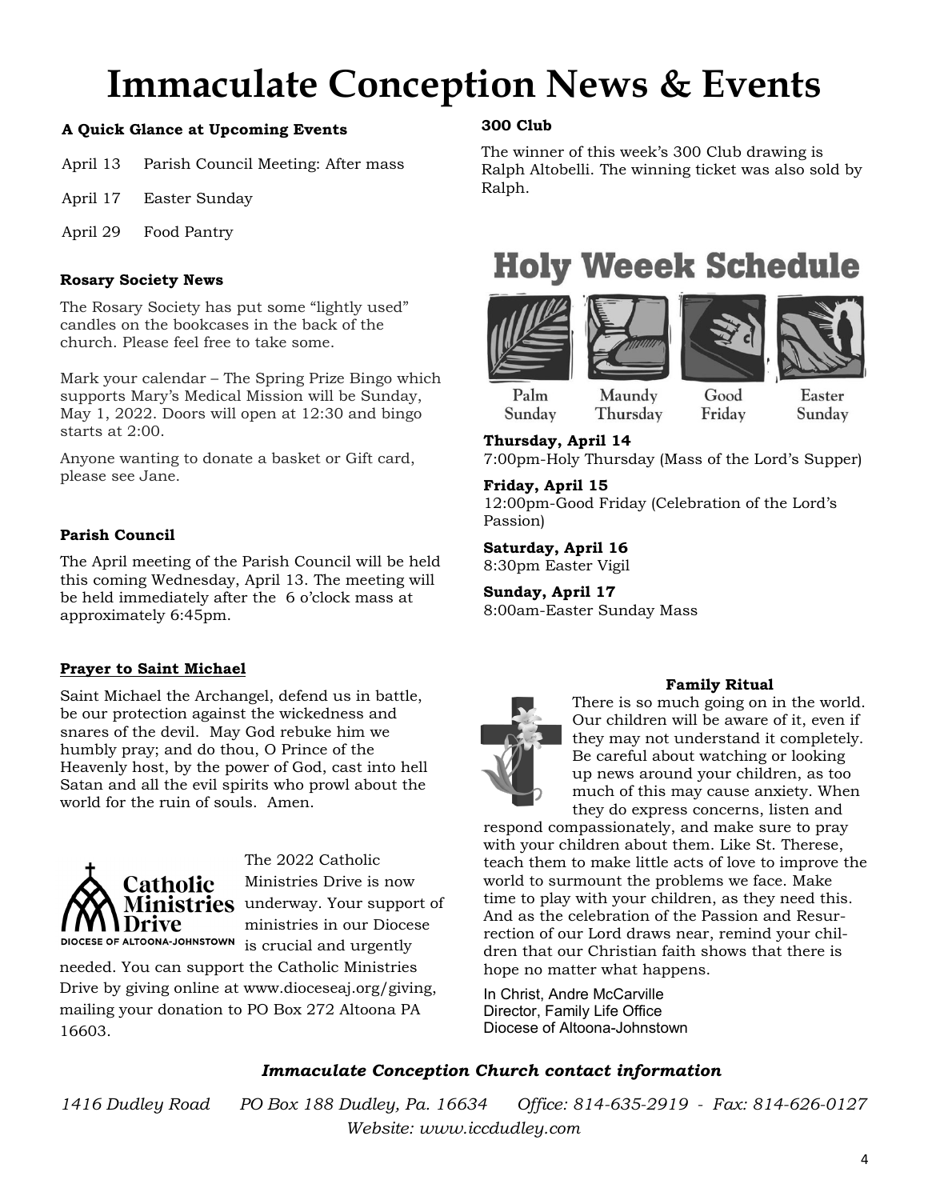# Immaculate Conception News & Events

**A Quick Glance at Upcoming Events**

| | |
|---|---|
| April 13 | Parish Council Meeting: After mass |
| April 17 | Easter Sunday |
| April 29 | Food Pantry |

**Rosary Society News**

The Rosary Society has put some "lightly used" candles on the bookcases in the back of the church. Please feel free to take some.

Mark your calendar – The Spring Prize Bingo which supports Mary's Medical Mission will be Sunday, May 1, 2022. Doors will open at 12:30 and bingo starts at 2:00.

Anyone wanting to donate a basket or Gift card, please see Jane.

**Parish Council**

The April meeting of the Parish Council will be held this coming Wednesday, April 13. The meeting will be held immediately after the 6 o'clock mass at approximately 6:45pm.

**Prayer to Saint Michael**

Saint Michael the Archangel, defend us in battle, be our protection against the wickedness and snares of the devil. May God rebuke him we humbly pray; and do thou, O Prince of the Heavenly host, by the power of God, cast into hell Satan and all the evil spirits who prowl about the world for the ruin of souls. Amen.

Catholic Ministries Drive
DIOCESE OF ALTOONA-JOHNSTOWN

The 2022 Catholic Ministries Drive is now underway. Your support of ministries in our Diocese is crucial and urgently needed. You can support the Catholic Ministries Drive by giving online at www.dioceseaj.org/giving, mailing your donation to PO Box 272 Altoona PA 16603.

**300 Club**

The winner of this week's 300 Club drawing is Ralph Altobelli. The winning ticket was also sold by Ralph.

## Holy Weeek Schedule

Palm Sunday | Maundy Thursday | Good Friday | Easter Sunday

**Thursday, April 14**
7:00pm-Holy Thursday (Mass of the Lord's Supper)

**Friday, April 15**
12:00pm-Good Friday (Celebration of the Lord's Passion)

**Saturday, April 16**
8:30pm Easter Vigil

**Sunday, April 17**
8:00am-Easter Sunday Mass

**Family Ritual**

There is so much going on in the world. Our children will be aware of it, even if they may not understand it completely. Be careful about watching or looking up news around your children, as too much of this may cause anxiety. When they do express concerns, listen and respond compassionately, and make sure to pray with your children about them. Like St. Therese, teach them to make little acts of love to improve the world to surmount the problems we face. Make time to play with your children, as they need this. And as the celebration of the Passion and Resurrection of our Lord draws near, remind your children that our Christian faith shows that there is hope no matter what happens.

In Christ, Andre McCarville
Director, Family Life Office
Diocese of Altoona-Johnstown

***Immaculate Conception Church contact information***

*1416 Dudley Road PO Box 188 Dudley, Pa. 16634 Office: 814-635-2919 - Fax: 814-626-0127*
*Website: www.iccdudley.com*